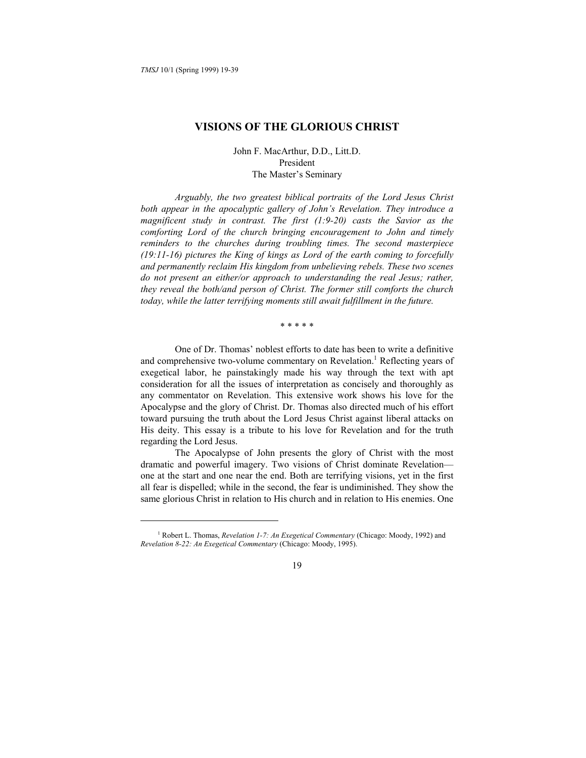# VISIONS OF THE GLORIOUS CHRIST

John F. MacArthur, D.D., Litt.D.
President
The Master's Seminary

*Arguably, the two greatest biblical portraits of the Lord Jesus Christ both appear in the apocalyptic gallery of John's Revelation. They introduce a magnificent study in contrast. The first (1:9-20) casts the Savior as the comforting Lord of the church bringing encouragement to John and timely reminders to the churches during troubling times. The second masterpiece (19:11-16) pictures the King of kings as Lord of the earth coming to forcefully and permanently reclaim His kingdom from unbelieving rebels. These two scenes do not present an either/or approach to understanding the real Jesus; rather, they reveal the both/and person of Christ. The former still comforts the church today, while the latter terrifying moments still await fulfillment in the future.*

\* \* \* \* \*

One of Dr. Thomas' noblest efforts to date has been to write a definitive and comprehensive two-volume commentary on Revelation.[1] Reflecting years of exegetical labor, he painstakingly made his way through the text with apt consideration for all the issues of interpretation as concisely and thoroughly as any commentator on Revelation. This extensive work shows his love for the Apocalypse and the glory of Christ. Dr. Thomas also directed much of his effort toward pursuing the truth about the Lord Jesus Christ against liberal attacks on His deity. This essay is a tribute to his love for Revelation and for the truth regarding the Lord Jesus.

The Apocalypse of John presents the glory of Christ with the most dramatic and powerful imagery. Two visions of Christ dominate Revelation—one at the start and one near the end. Both are terrifying visions, yet in the first all fear is dispelled; while in the second, the fear is undiminished. They show the same glorious Christ in relation to His church and in relation to His enemies. One

---

[1] Robert L. Thomas, *Revelation 1-7: An Exegetical Commentary* (Chicago: Moody, 1992) and *Revelation 8-22: An Exegetical Commentary* (Chicago: Moody, 1995).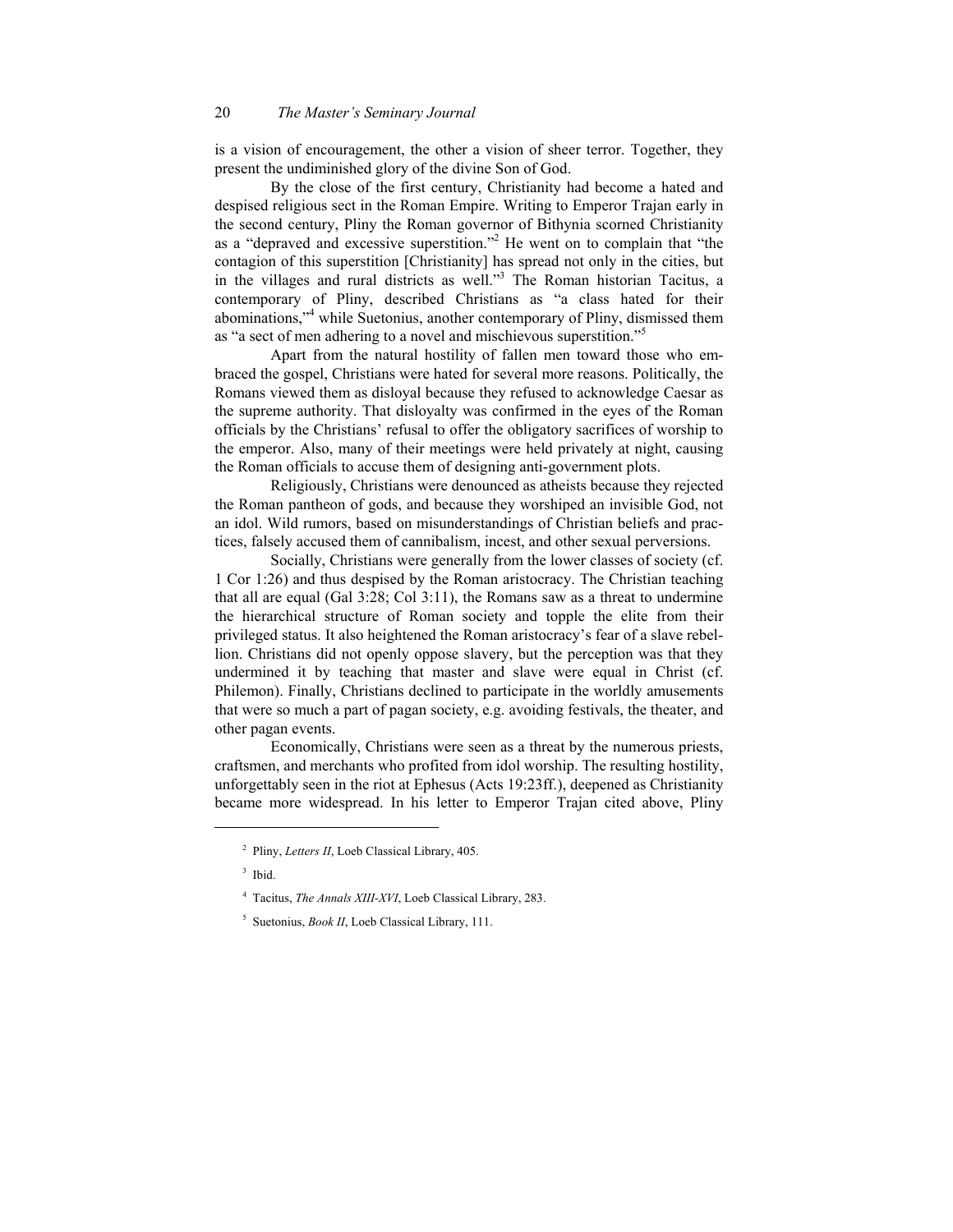is a vision of encouragement, the other a vision of sheer terror. Together, they present the undiminished glory of the divine Son of God.

By the close of the first century, Christianity had become a hated and despised religious sect in the Roman Empire. Writing to Emperor Trajan early in the second century, Pliny the Roman governor of Bithynia scorned Christianity as a "depraved and excessive superstition."[2] He went on to complain that "the contagion of this superstition [Christianity] has spread not only in the cities, but in the villages and rural districts as well."[3] The Roman historian Tacitus, a contemporary of Pliny, described Christians as "a class hated for their abominations,"[4] while Suetonius, another contemporary of Pliny, dismissed them as "a sect of men adhering to a novel and mischievous superstition."[5]

Apart from the natural hostility of fallen men toward those who embraced the gospel, Christians were hated for several more reasons. Politically, the Romans viewed them as disloyal because they refused to acknowledge Caesar as the supreme authority. That disloyalty was confirmed in the eyes of the Roman officials by the Christians' refusal to offer the obligatory sacrifices of worship to the emperor. Also, many of their meetings were held privately at night, causing the Roman officials to accuse them of designing anti-government plots.

Religiously, Christians were denounced as atheists because they rejected the Roman pantheon of gods, and because they worshiped an invisible God, not an idol. Wild rumors, based on misunderstandings of Christian beliefs and practices, falsely accused them of cannibalism, incest, and other sexual perversions.

Socially, Christians were generally from the lower classes of society (cf. 1 Cor 1:26) and thus despised by the Roman aristocracy. The Christian teaching that all are equal (Gal 3:28; Col 3:11), the Romans saw as a threat to undermine the hierarchical structure of Roman society and topple the elite from their privileged status. It also heightened the Roman aristocracy's fear of a slave rebellion. Christians did not openly oppose slavery, but the perception was that they undermined it by teaching that master and slave were equal in Christ (cf. Philemon). Finally, Christians declined to participate in the worldly amusements that were so much a part of pagan society, e.g. avoiding festivals, the theater, and other pagan events.

Economically, Christians were seen as a threat by the numerous priests, craftsmen, and merchants who profited from idol worship. The resulting hostility, unforgettably seen in the riot at Ephesus (Acts 19:23ff.), deepened as Christianity became more widespread. In his letter to Emperor Trajan cited above, Pliny

---

[2] Pliny, *Letters II*, Loeb Classical Library, 405.

[3] Ibid.

[4] Tacitus, *The Annals XIII-XVI*, Loeb Classical Library, 283.

[5] Suetonius, *Book II*, Loeb Classical Library, 111.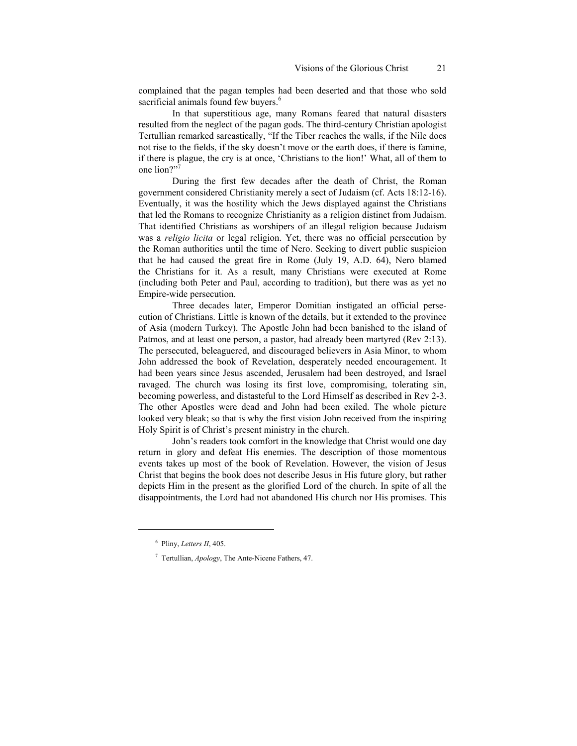complained that the pagan temples had been deserted and that those who sold sacrificial animals found few buyers.[6]

In that superstitious age, many Romans feared that natural disasters resulted from the neglect of the pagan gods. The third-century Christian apologist Tertullian remarked sarcastically, "If the Tiber reaches the walls, if the Nile does not rise to the fields, if the sky doesn't move or the earth does, if there is famine, if there is plague, the cry is at once, 'Christians to the lion!' What, all of them to one lion?"[7]

During the first few decades after the death of Christ, the Roman government considered Christianity merely a sect of Judaism (cf. Acts 18:12-16). Eventually, it was the hostility which the Jews displayed against the Christians that led the Romans to recognize Christianity as a religion distinct from Judaism. That identified Christians as worshipers of an illegal religion because Judaism was a *religio licita* or legal religion. Yet, there was no official persecution by the Roman authorities until the time of Nero. Seeking to divert public suspicion that he had caused the great fire in Rome (July 19, A.D. 64), Nero blamed the Christians for it. As a result, many Christians were executed at Rome (including both Peter and Paul, according to tradition), but there was as yet no Empire-wide persecution.

Three decades later, Emperor Domitian instigated an official persecution of Christians. Little is known of the details, but it extended to the province of Asia (modern Turkey). The Apostle John had been banished to the island of Patmos, and at least one person, a pastor, had already been martyred (Rev 2:13). The persecuted, beleaguered, and discouraged believers in Asia Minor, to whom John addressed the book of Revelation, desperately needed encouragement. It had been years since Jesus ascended, Jerusalem had been destroyed, and Israel ravaged. The church was losing its first love, compromising, tolerating sin, becoming powerless, and distasteful to the Lord Himself as described in Rev 2-3. The other Apostles were dead and John had been exiled. The whole picture looked very bleak; so that is why the first vision John received from the inspiring Holy Spirit is of Christ's present ministry in the church.

John's readers took comfort in the knowledge that Christ would one day return in glory and defeat His enemies. The description of those momentous events takes up most of the book of Revelation. However, the vision of Jesus Christ that begins the book does not describe Jesus in His future glory, but rather depicts Him in the present as the glorified Lord of the church. In spite of all the disappointments, the Lord had not abandoned His church nor His promises. This

---

[6] Pliny, *Letters II*, 405.

[7] Tertullian, *Apology*, The Ante-Nicene Fathers, 47.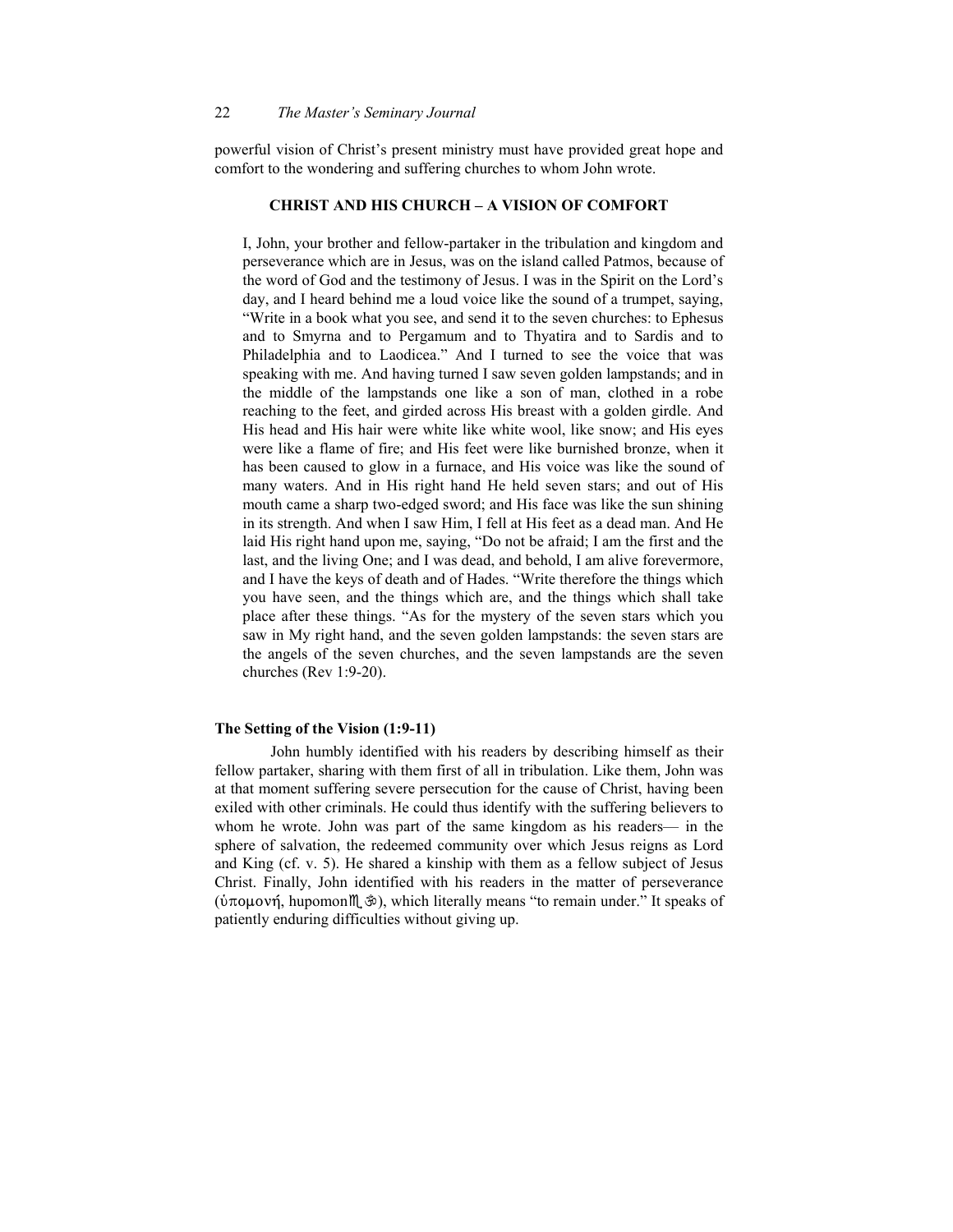powerful vision of Christ's present ministry must have provided great hope and comfort to the wondering and suffering churches to whom John wrote.

## CHRIST AND HIS CHURCH – A VISION OF COMFORT

> I, John, your brother and fellow-partaker in the tribulation and kingdom and perseverance which are in Jesus, was on the island called Patmos, because of the word of God and the testimony of Jesus. I was in the Spirit on the Lord's day, and I heard behind me a loud voice like the sound of a trumpet, saying, "Write in a book what you see, and send it to the seven churches: to Ephesus and to Smyrna and to Pergamum and to Thyatira and to Sardis and to Philadelphia and to Laodicea." And I turned to see the voice that was speaking with me. And having turned I saw seven golden lampstands; and in the middle of the lampstands one like a son of man, clothed in a robe reaching to the feet, and girded across His breast with a golden girdle. And His head and His hair were white like white wool, like snow; and His eyes were like a flame of fire; and His feet were like burnished bronze, when it has been caused to glow in a furnace, and His voice was like the sound of many waters. And in His right hand He held seven stars; and out of His mouth came a sharp two-edged sword; and His face was like the sun shining in its strength. And when I saw Him, I fell at His feet as a dead man. And He laid His right hand upon me, saying, "Do not be afraid; I am the first and the last, and the living One; and I was dead, and behold, I am alive forevermore, and I have the keys of death and of Hades. "Write therefore the things which you have seen, and the things which are, and the things which shall take place after these things. "As for the mystery of the seven stars which you saw in My right hand, and the seven golden lampstands: the seven stars are the angels of the seven churches, and the seven lampstands are the seven churches (Rev 1:9-20).

### The Setting of the Vision (1:9-11)

John humbly identified with his readers by describing himself as their fellow partaker, sharing with them first of all in tribulation. Like them, John was at that moment suffering severe persecution for the cause of Christ, having been exiled with other criminals. He could thus identify with the suffering believers to whom he wrote. John was part of the same kingdom as his readers— in the sphere of salvation, the redeemed community over which Jesus reigns as Lord and King (cf. v. 5). He shared a kinship with them as a fellow subject of Jesus Christ. Finally, John identified with his readers in the matter of perseverance (ὑπομονή, hupomonē), which literally means "to remain under." It speaks of patiently enduring difficulties without giving up.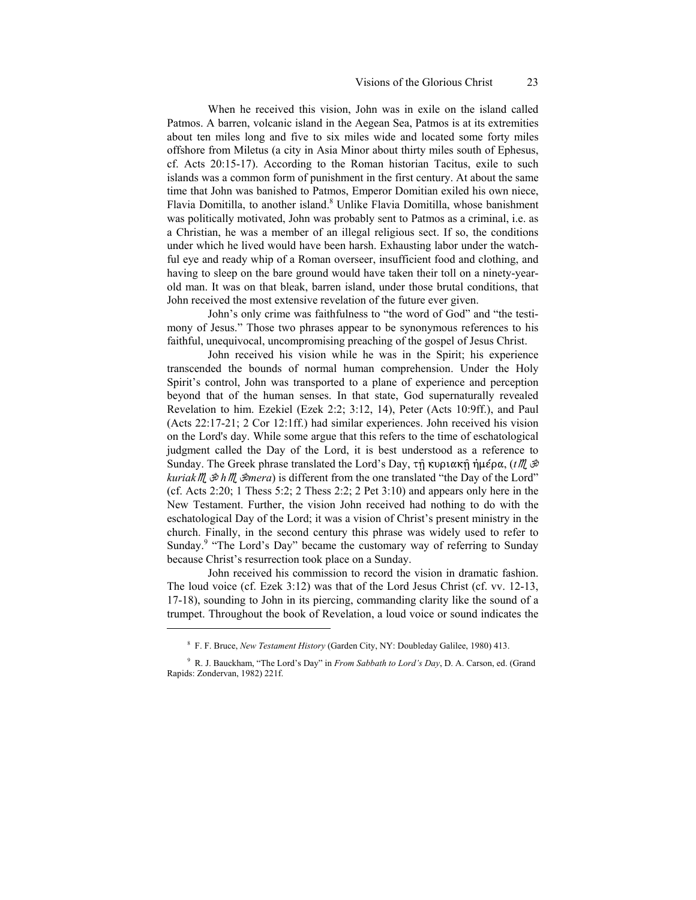When he received this vision, John was in exile on the island called Patmos. A barren, volcanic island in the Aegean Sea, Patmos is at its extremities about ten miles long and five to six miles wide and located some forty miles offshore from Miletus (a city in Asia Minor about thirty miles south of Ephesus, cf. Acts 20:15-17). According to the Roman historian Tacitus, exile to such islands was a common form of punishment in the first century. At about the same time that John was banished to Patmos, Emperor Domitian exiled his own niece, Flavia Domitilla, to another island.[8] Unlike Flavia Domitilla, whose banishment was politically motivated, John was probably sent to Patmos as a criminal, i.e. as a Christian, he was a member of an illegal religious sect. If so, the conditions under which he lived would have been harsh. Exhausting labor under the watchful eye and ready whip of a Roman overseer, insufficient food and clothing, and having to sleep on the bare ground would have taken their toll on a ninety-year-old man. It was on that bleak, barren island, under those brutal conditions, that John received the most extensive revelation of the future ever given.

John's only crime was faithfulness to "the word of God" and "the testimony of Jesus." Those two phrases appear to be synonymous references to his faithful, unequivocal, uncompromising preaching of the gospel of Jesus Christ.

John received his vision while he was in the Spirit; his experience transcended the bounds of normal human comprehension. Under the Holy Spirit's control, John was transported to a plane of experience and perception beyond that of the human senses. In that state, God supernaturally revealed Revelation to him. Ezekiel (Ezek 2:2; 3:12, 14), Peter (Acts 10:9ff.), and Paul (Acts 22:17-21; 2 Cor 12:1ff.) had similar experiences. John received his vision on the Lord's day. While some argue that this refers to the time of eschatological judgment called the Day of the Lord, it is best understood as a reference to Sunday. The Greek phrase translated the Lord's Day, τῇ κυριακῇ ἡμέρα, (*tē kuriakē hēmera*) is different from the one translated "the Day of the Lord" (cf. Acts 2:20; 1 Thess 5:2; 2 Thess 2:2; 2 Pet 3:10) and appears only here in the New Testament. Further, the vision John received had nothing to do with the eschatological Day of the Lord; it was a vision of Christ's present ministry in the church. Finally, in the second century this phrase was widely used to refer to Sunday.[9] "The Lord's Day" became the customary way of referring to Sunday because Christ's resurrection took place on a Sunday.

John received his commission to record the vision in dramatic fashion. The loud voice (cf. Ezek 3:12) was that of the Lord Jesus Christ (cf. vv. 12-13, 17-18), sounding to John in its piercing, commanding clarity like the sound of a trumpet. Throughout the book of Revelation, a loud voice or sound indicates the

---

[8] F. F. Bruce, *New Testament History* (Garden City, NY: Doubleday Galilee, 1980) 413.

[9] R. J. Bauckham, "The Lord's Day" in *From Sabbath to Lord's Day*, D. A. Carson, ed. (Grand Rapids: Zondervan, 1982) 221f.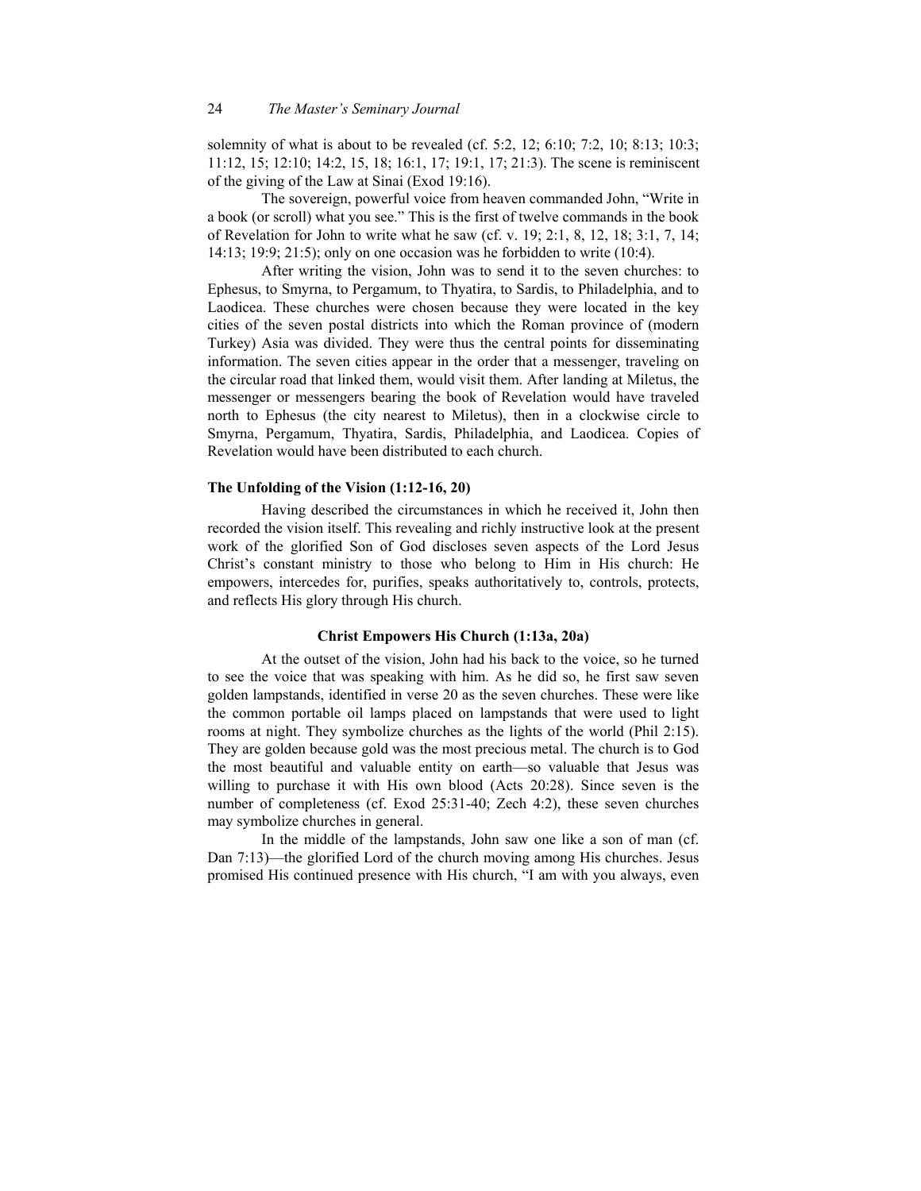solemnity of what is about to be revealed (cf. 5:2, 12; 6:10; 7:2, 10; 8:13; 10:3; 11:12, 15; 12:10; 14:2, 15, 18; 16:1, 17; 19:1, 17; 21:3). The scene is reminiscent of the giving of the Law at Sinai (Exod 19:16).

The sovereign, powerful voice from heaven commanded John, "Write in a book (or scroll) what you see." This is the first of twelve commands in the book of Revelation for John to write what he saw (cf. v. 19; 2:1, 8, 12, 18; 3:1, 7, 14; 14:13; 19:9; 21:5); only on one occasion was he forbidden to write (10:4).

After writing the vision, John was to send it to the seven churches: to Ephesus, to Smyrna, to Pergamum, to Thyatira, to Sardis, to Philadelphia, and to Laodicea. These churches were chosen because they were located in the key cities of the seven postal districts into which the Roman province of (modern Turkey) Asia was divided. They were thus the central points for disseminating information. The seven cities appear in the order that a messenger, traveling on the circular road that linked them, would visit them. After landing at Miletus, the messenger or messengers bearing the book of Revelation would have traveled north to Ephesus (the city nearest to Miletus), then in a clockwise circle to Smyrna, Pergamum, Thyatira, Sardis, Philadelphia, and Laodicea. Copies of Revelation would have been distributed to each church.

**The Unfolding of the Vision (1:12-16, 20)**

Having described the circumstances in which he received it, John then recorded the vision itself. This revealing and richly instructive look at the present work of the glorified Son of God discloses seven aspects of the Lord Jesus Christ's constant ministry to those who belong to Him in His church: He empowers, intercedes for, purifies, speaks authoritatively to, controls, protects, and reflects His glory through His church.

**Christ Empowers His Church (1:13a, 20a)**

At the outset of the vision, John had his back to the voice, so he turned to see the voice that was speaking with him. As he did so, he first saw seven golden lampstands, identified in verse 20 as the seven churches. These were like the common portable oil lamps placed on lampstands that were used to light rooms at night. They symbolize churches as the lights of the world (Phil 2:15). They are golden because gold was the most precious metal. The church is to God the most beautiful and valuable entity on earth—so valuable that Jesus was willing to purchase it with His own blood (Acts 20:28). Since seven is the number of completeness (cf. Exod 25:31-40; Zech 4:2), these seven churches may symbolize churches in general.

In the middle of the lampstands, John saw one like a son of man (cf. Dan 7:13)—the glorified Lord of the church moving among His churches. Jesus promised His continued presence with His church, "I am with you always, even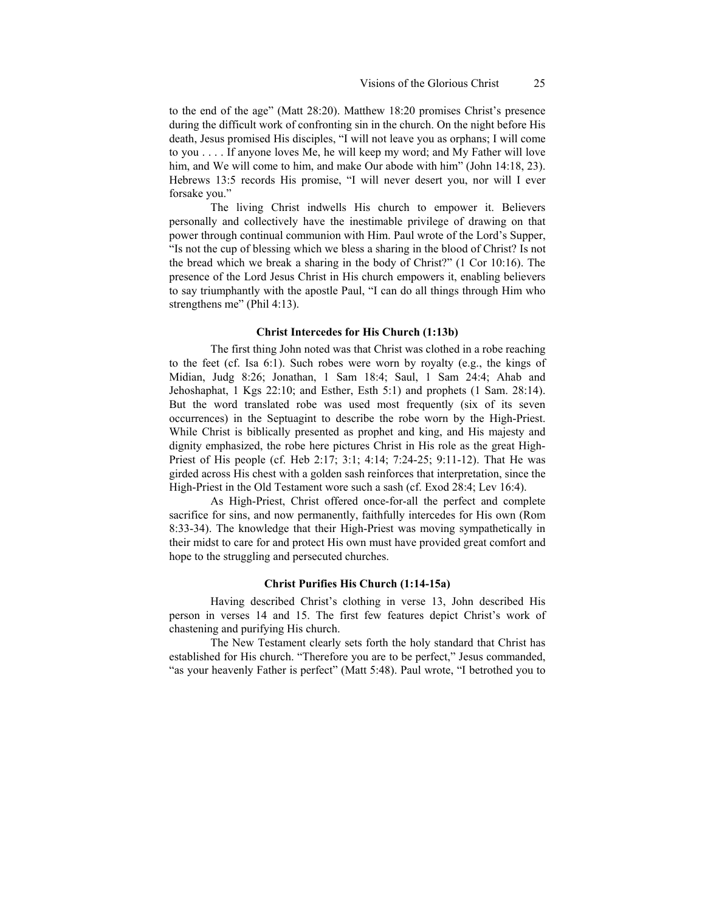to the end of the age" (Matt 28:20). Matthew 18:20 promises Christ's presence during the difficult work of confronting sin in the church. On the night before His death, Jesus promised His disciples, "I will not leave you as orphans; I will come to you . . . . If anyone loves Me, he will keep my word; and My Father will love him, and We will come to him, and make Our abode with him" (John 14:18, 23). Hebrews 13:5 records His promise, "I will never desert you, nor will I ever forsake you."

The living Christ indwells His church to empower it. Believers personally and collectively have the inestimable privilege of drawing on that power through continual communion with Him. Paul wrote of the Lord's Supper, "Is not the cup of blessing which we bless a sharing in the blood of Christ? Is not the bread which we break a sharing in the body of Christ?" (1 Cor 10:16). The presence of the Lord Jesus Christ in His church empowers it, enabling believers to say triumphantly with the apostle Paul, "I can do all things through Him who strengthens me" (Phil 4:13).

### Christ Intercedes for His Church (1:13b)

The first thing John noted was that Christ was clothed in a robe reaching to the feet (cf. Isa 6:1). Such robes were worn by royalty (e.g., the kings of Midian, Judg 8:26; Jonathan, 1 Sam 18:4; Saul, 1 Sam 24:4; Ahab and Jehoshaphat, 1 Kgs 22:10; and Esther, Esth 5:1) and prophets (1 Sam. 28:14). But the word translated robe was used most frequently (six of its seven occurrences) in the Septuagint to describe the robe worn by the High-Priest. While Christ is biblically presented as prophet and king, and His majesty and dignity emphasized, the robe here pictures Christ in His role as the great High-Priest of His people (cf. Heb 2:17; 3:1; 4:14; 7:24-25; 9:11-12). That He was girded across His chest with a golden sash reinforces that interpretation, since the High-Priest in the Old Testament wore such a sash (cf. Exod 28:4; Lev 16:4).

As High-Priest, Christ offered once-for-all the perfect and complete sacrifice for sins, and now permanently, faithfully intercedes for His own (Rom 8:33-34). The knowledge that their High-Priest was moving sympathetically in their midst to care for and protect His own must have provided great comfort and hope to the struggling and persecuted churches.

### Christ Purifies His Church (1:14-15a)

Having described Christ's clothing in verse 13, John described His person in verses 14 and 15. The first few features depict Christ's work of chastening and purifying His church.

The New Testament clearly sets forth the holy standard that Christ has established for His church. "Therefore you are to be perfect," Jesus commanded, "as your heavenly Father is perfect" (Matt 5:48). Paul wrote, "I betrothed you to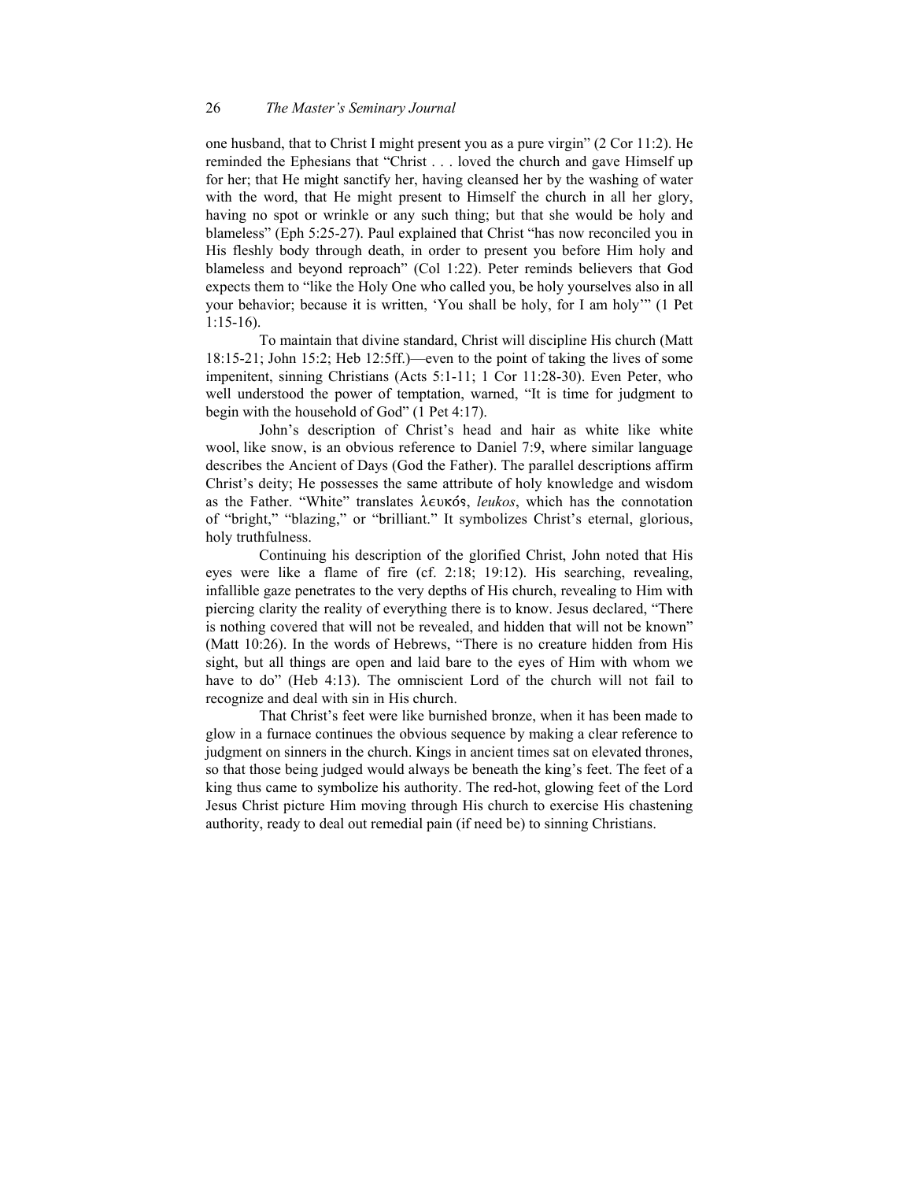one husband, that to Christ I might present you as a pure virgin" (2 Cor 11:2). He reminded the Ephesians that "Christ . . . loved the church and gave Himself up for her; that He might sanctify her, having cleansed her by the washing of water with the word, that He might present to Himself the church in all her glory, having no spot or wrinkle or any such thing; but that she would be holy and blameless" (Eph 5:25-27). Paul explained that Christ "has now reconciled you in His fleshly body through death, in order to present you before Him holy and blameless and beyond reproach" (Col 1:22). Peter reminds believers that God expects them to "like the Holy One who called you, be holy yourselves also in all your behavior; because it is written, 'You shall be holy, for I am holy'" (1 Pet 1:15-16).

To maintain that divine standard, Christ will discipline His church (Matt 18:15-21; John 15:2; Heb 12:5ff.)—even to the point of taking the lives of some impenitent, sinning Christians (Acts 5:1-11; 1 Cor 11:28-30). Even Peter, who well understood the power of temptation, warned, "It is time for judgment to begin with the household of God" (1 Pet 4:17).

John's description of Christ's head and hair as white like white wool, like snow, is an obvious reference to Daniel 7:9, where similar language describes the Ancient of Days (God the Father). The parallel descriptions affirm Christ's deity; He possesses the same attribute of holy knowledge and wisdom as the Father. "White" translates λευκός, *leukos*, which has the connotation of "bright," "blazing," or "brilliant." It symbolizes Christ's eternal, glorious, holy truthfulness.

Continuing his description of the glorified Christ, John noted that His eyes were like a flame of fire (cf. 2:18; 19:12). His searching, revealing, infallible gaze penetrates to the very depths of His church, revealing to Him with piercing clarity the reality of everything there is to know. Jesus declared, "There is nothing covered that will not be revealed, and hidden that will not be known" (Matt 10:26). In the words of Hebrews, "There is no creature hidden from His sight, but all things are open and laid bare to the eyes of Him with whom we have to do" (Heb 4:13). The omniscient Lord of the church will not fail to recognize and deal with sin in His church.

That Christ's feet were like burnished bronze, when it has been made to glow in a furnace continues the obvious sequence by making a clear reference to judgment on sinners in the church. Kings in ancient times sat on elevated thrones, so that those being judged would always be beneath the king's feet. The feet of a king thus came to symbolize his authority. The red-hot, glowing feet of the Lord Jesus Christ picture Him moving through His church to exercise His chastening authority, ready to deal out remedial pain (if need be) to sinning Christians.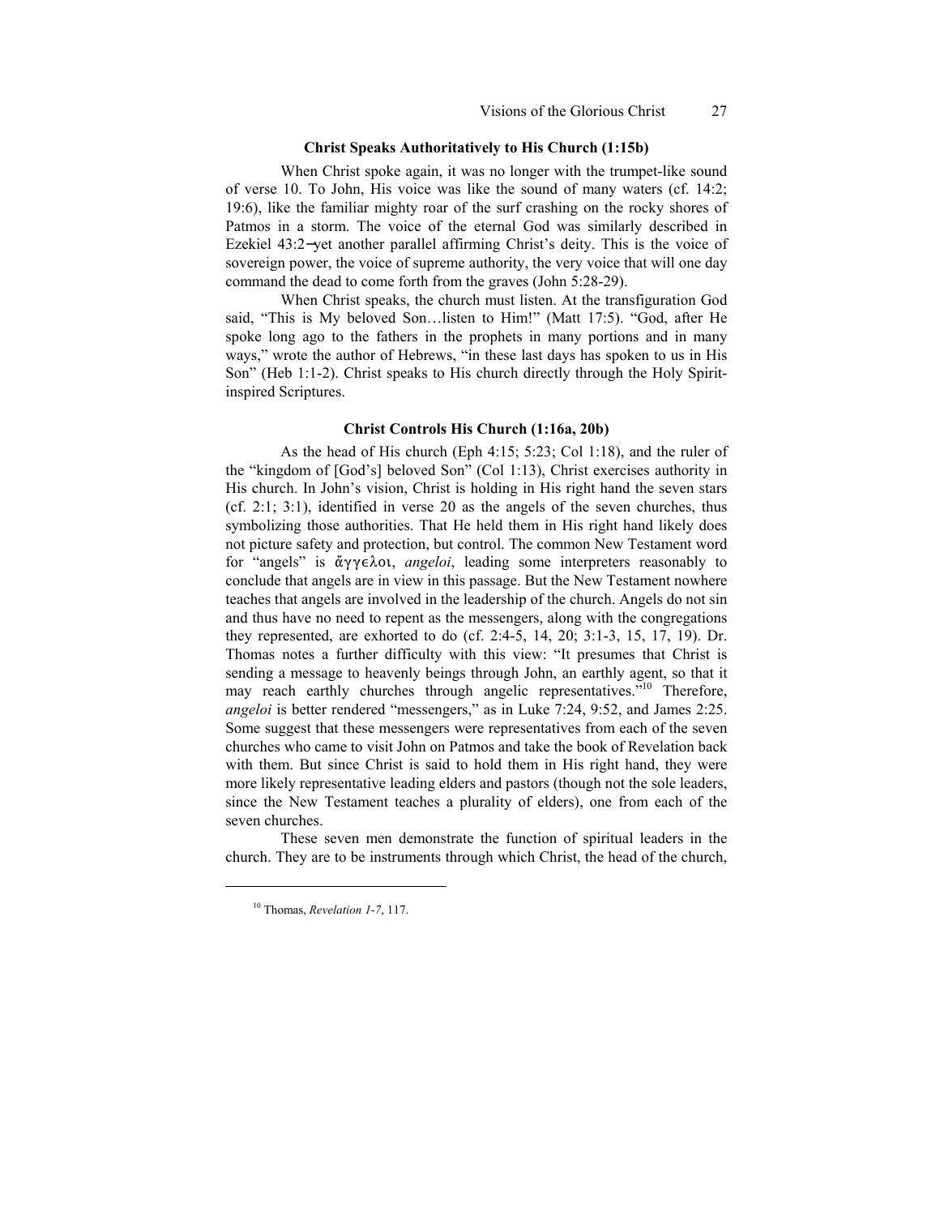### Christ Speaks Authoritatively to His Church (1:15b)

When Christ spoke again, it was no longer with the trumpet-like sound of verse 10. To John, His voice was like the sound of many waters (cf. 14:2; 19:6), like the familiar mighty roar of the surf crashing on the rocky shores of Patmos in a storm. The voice of the eternal God was similarly described in Ezekiel 43:2—yet another parallel affirming Christ's deity. This is the voice of sovereign power, the voice of supreme authority, the very voice that will one day command the dead to come forth from the graves (John 5:28-29).

When Christ speaks, the church must listen. At the transfiguration God said, "This is My beloved Son…listen to Him!" (Matt 17:5). "God, after He spoke long ago to the fathers in the prophets in many portions and in many ways," wrote the author of Hebrews, "in these last days has spoken to us in His Son" (Heb 1:1-2). Christ speaks to His church directly through the Holy Spirit-inspired Scriptures.

### Christ Controls His Church (1:16a, 20b)

As the head of His church (Eph 4:15; 5:23; Col 1:18), and the ruler of the "kingdom of [God's] beloved Son" (Col 1:13), Christ exercises authority in His church. In John's vision, Christ is holding in His right hand the seven stars (cf. 2:1; 3:1), identified in verse 20 as the angels of the seven churches, thus symbolizing those authorities. That He held them in His right hand likely does not picture safety and protection, but control. The common New Testament word for "angels" is ἄγγελοι, *angeloi*, leading some interpreters reasonably to conclude that angels are in view in this passage. But the New Testament nowhere teaches that angels are involved in the leadership of the church. Angels do not sin and thus have no need to repent as the messengers, along with the congregations they represented, are exhorted to do (cf. 2:4-5, 14, 20; 3:1-3, 15, 17, 19). Dr. Thomas notes a further difficulty with this view: "It presumes that Christ is sending a message to heavenly beings through John, an earthly agent, so that it may reach earthly churches through angelic representatives."[10] Therefore, *angeloi* is better rendered "messengers," as in Luke 7:24, 9:52, and James 2:25. Some suggest that these messengers were representatives from each of the seven churches who came to visit John on Patmos and take the book of Revelation back with them. But since Christ is said to hold them in His right hand, they were more likely representative leading elders and pastors (though not the sole leaders, since the New Testament teaches a plurality of elders), one from each of the seven churches.

These seven men demonstrate the function of spiritual leaders in the church. They are to be instruments through which Christ, the head of the church,

---

[10] Thomas, *Revelation 1-7*, 117.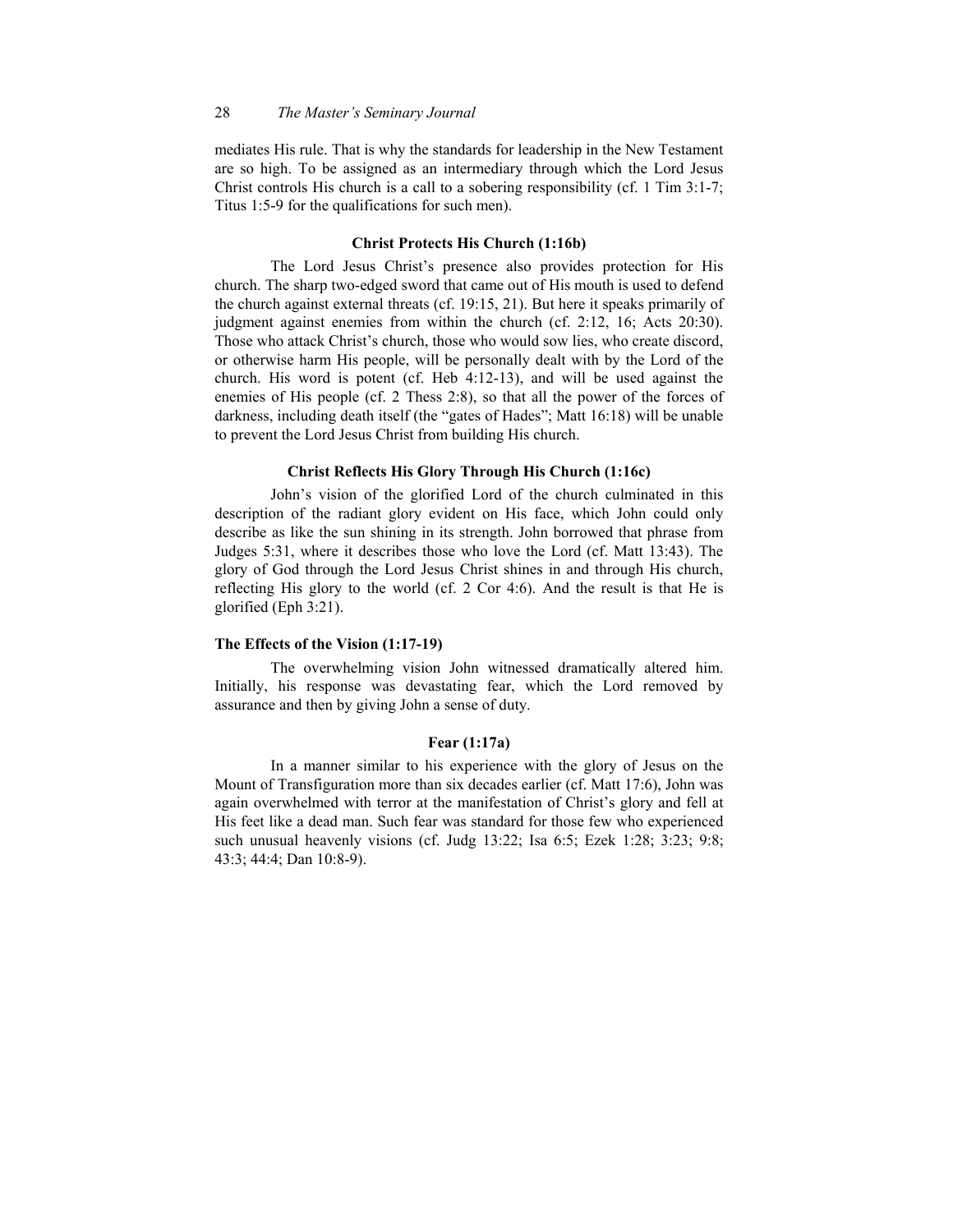mediates His rule. That is why the standards for leadership in the New Testament are so high. To be assigned as an intermediary through which the Lord Jesus Christ controls His church is a call to a sobering responsibility (cf. 1 Tim 3:1-7; Titus 1:5-9 for the qualifications for such men).

#### Christ Protects His Church (1:16b)

The Lord Jesus Christ's presence also provides protection for His church. The sharp two-edged sword that came out of His mouth is used to defend the church against external threats (cf. 19:15, 21). But here it speaks primarily of judgment against enemies from within the church (cf. 2:12, 16; Acts 20:30). Those who attack Christ's church, those who would sow lies, who create discord, or otherwise harm His people, will be personally dealt with by the Lord of the church. His word is potent (cf. Heb 4:12-13), and will be used against the enemies of His people (cf. 2 Thess 2:8), so that all the power of the forces of darkness, including death itself (the "gates of Hades"; Matt 16:18) will be unable to prevent the Lord Jesus Christ from building His church.

#### Christ Reflects His Glory Through His Church (1:16c)

John's vision of the glorified Lord of the church culminated in this description of the radiant glory evident on His face, which John could only describe as like the sun shining in its strength. John borrowed that phrase from Judges 5:31, where it describes those who love the Lord (cf. Matt 13:43). The glory of God through the Lord Jesus Christ shines in and through His church, reflecting His glory to the world (cf. 2 Cor 4:6). And the result is that He is glorified (Eph 3:21).

### The Effects of the Vision (1:17-19)

The overwhelming vision John witnessed dramatically altered him. Initially, his response was devastating fear, which the Lord removed by assurance and then by giving John a sense of duty.

#### Fear (1:17a)

In a manner similar to his experience with the glory of Jesus on the Mount of Transfiguration more than six decades earlier (cf. Matt 17:6), John was again overwhelmed with terror at the manifestation of Christ's glory and fell at His feet like a dead man. Such fear was standard for those few who experienced such unusual heavenly visions (cf. Judg 13:22; Isa 6:5; Ezek 1:28; 3:23; 9:8; 43:3; 44:4; Dan 10:8-9).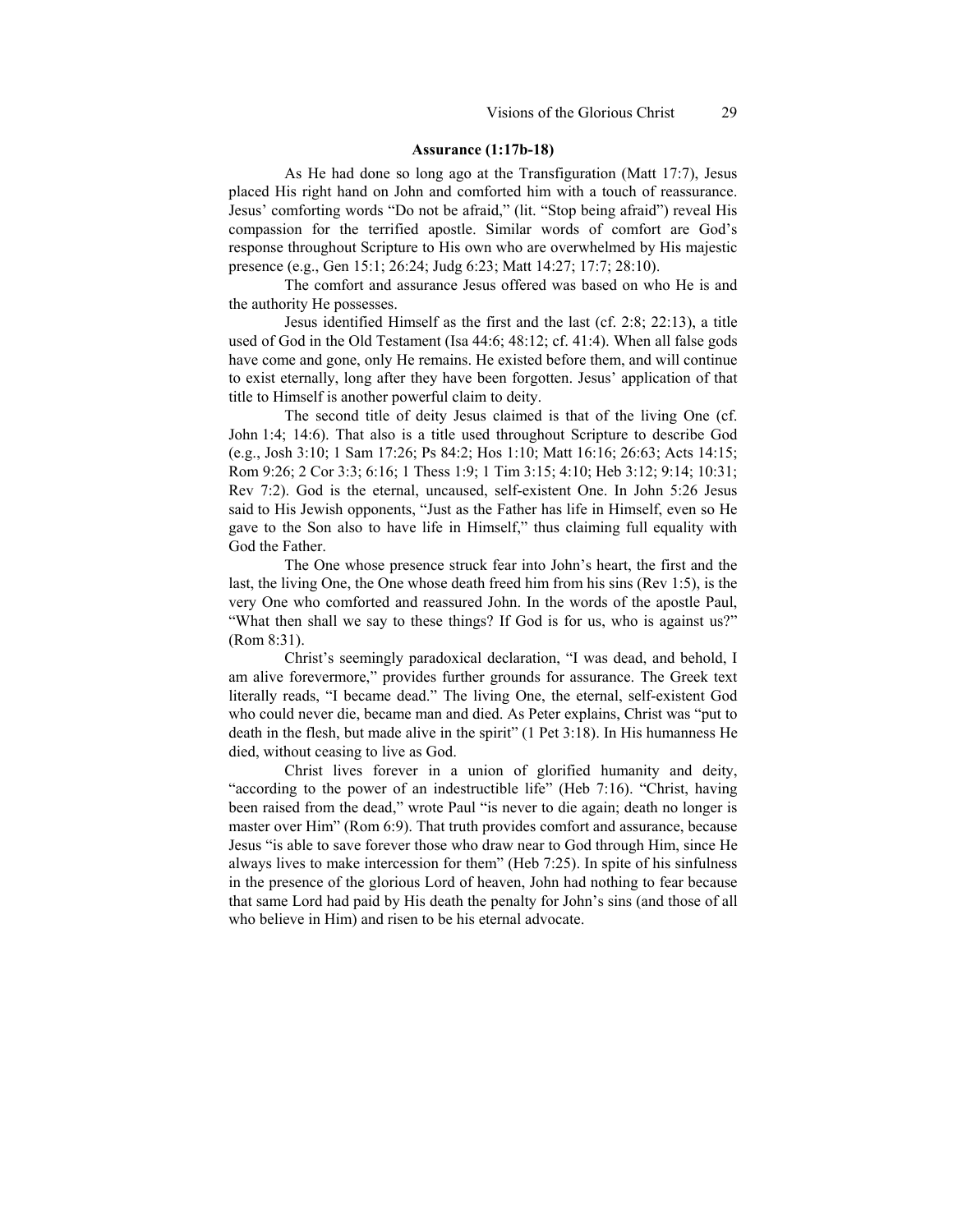### Assurance (1:17b-18)

As He had done so long ago at the Transfiguration (Matt 17:7), Jesus placed His right hand on John and comforted him with a touch of reassurance. Jesus' comforting words "Do not be afraid," (lit. "Stop being afraid") reveal His compassion for the terrified apostle. Similar words of comfort are God's response throughout Scripture to His own who are overwhelmed by His majestic presence (e.g., Gen 15:1; 26:24; Judg 6:23; Matt 14:27; 17:7; 28:10).

The comfort and assurance Jesus offered was based on who He is and the authority He possesses.

Jesus identified Himself as the first and the last (cf. 2:8; 22:13), a title used of God in the Old Testament (Isa 44:6; 48:12; cf. 41:4). When all false gods have come and gone, only He remains. He existed before them, and will continue to exist eternally, long after they have been forgotten. Jesus' application of that title to Himself is another powerful claim to deity.

The second title of deity Jesus claimed is that of the living One (cf. John 1:4; 14:6). That also is a title used throughout Scripture to describe God (e.g., Josh 3:10; 1 Sam 17:26; Ps 84:2; Hos 1:10; Matt 16:16; 26:63; Acts 14:15; Rom 9:26; 2 Cor 3:3; 6:16; 1 Thess 1:9; 1 Tim 3:15; 4:10; Heb 3:12; 9:14; 10:31; Rev 7:2). God is the eternal, uncaused, self-existent One. In John 5:26 Jesus said to His Jewish opponents, "Just as the Father has life in Himself, even so He gave to the Son also to have life in Himself," thus claiming full equality with God the Father.

The One whose presence struck fear into John's heart, the first and the last, the living One, the One whose death freed him from his sins (Rev 1:5), is the very One who comforted and reassured John. In the words of the apostle Paul, "What then shall we say to these things? If God is for us, who is against us?" (Rom 8:31).

Christ's seemingly paradoxical declaration, "I was dead, and behold, I am alive forevermore," provides further grounds for assurance. The Greek text literally reads, "I became dead." The living One, the eternal, self-existent God who could never die, became man and died. As Peter explains, Christ was "put to death in the flesh, but made alive in the spirit" (1 Pet 3:18). In His humanness He died, without ceasing to live as God.

Christ lives forever in a union of glorified humanity and deity, "according to the power of an indestructible life" (Heb 7:16). "Christ, having been raised from the dead," wrote Paul "is never to die again; death no longer is master over Him" (Rom 6:9). That truth provides comfort and assurance, because Jesus "is able to save forever those who draw near to God through Him, since He always lives to make intercession for them" (Heb 7:25). In spite of his sinfulness in the presence of the glorious Lord of heaven, John had nothing to fear because that same Lord had paid by His death the penalty for John's sins (and those of all who believe in Him) and risen to be his eternal advocate.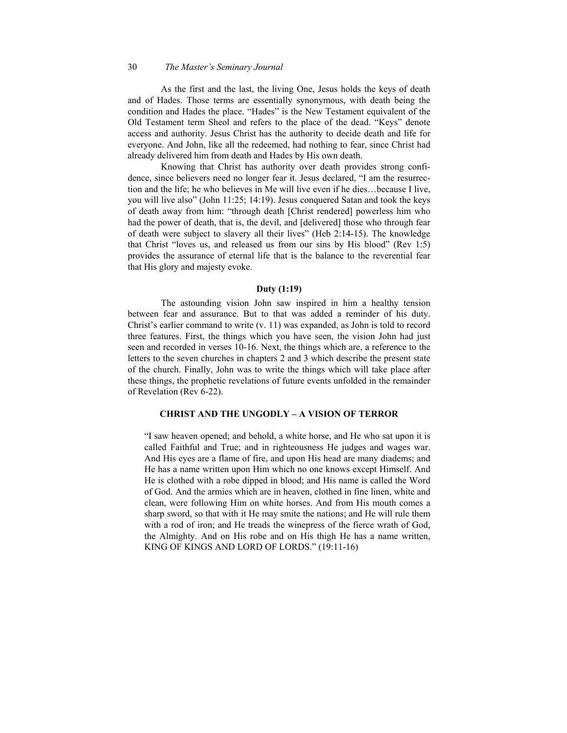As the first and the last, the living One, Jesus holds the keys of death and of Hades. Those terms are essentially synonymous, with death being the condition and Hades the place. "Hades" is the New Testament equivalent of the Old Testament term Sheol and refers to the place of the dead. "Keys" denote access and authority. Jesus Christ has the authority to decide death and life for everyone. And John, like all the redeemed, had nothing to fear, since Christ had already delivered him from death and Hades by His own death.

Knowing that Christ has authority over death provides strong confidence, since believers need no longer fear it. Jesus declared, "I am the resurrection and the life; he who believes in Me will live even if he dies…because I live, you will live also" (John 11:25; 14:19). Jesus conquered Satan and took the keys of death away from him: "through death [Christ rendered] powerless him who had the power of death, that is, the devil, and [delivered] those who through fear of death were subject to slavery all their lives" (Heb 2:14-15). The knowledge that Christ "loves us, and released us from our sins by His blood" (Rev 1:5) provides the assurance of eternal life that is the balance to the reverential fear that His glory and majesty evoke.

### Duty (1:19)

The astounding vision John saw inspired in him a healthy tension between fear and assurance. But to that was added a reminder of his duty. Christ's earlier command to write (v. 11) was expanded, as John is told to record three features. First, the things which you have seen, the vision John had just seen and recorded in verses 10-16. Next, the things which are, a reference to the letters to the seven churches in chapters 2 and 3 which describe the present state of the church. Finally, John was to write the things which will take place after these things, the prophetic revelations of future events unfolded in the remainder of Revelation (Rev 6-22).

## CHRIST AND THE UNGODLY – A VISION OF TERROR

> "I saw heaven opened; and behold, a white horse, and He who sat upon it is called Faithful and True; and in righteousness He judges and wages war. And His eyes are a flame of fire, and upon His head are many diadems; and He has a name written upon Him which no one knows except Himself. And He is clothed with a robe dipped in blood; and His name is called the Word of God. And the armies which are in heaven, clothed in fine linen, white and clean, were following Him on white horses. And from His mouth comes a sharp sword, so that with it He may smite the nations; and He will rule them with a rod of iron; and He treads the winepress of the fierce wrath of God, the Almighty. And on His robe and on His thigh He has a name written, KING OF KINGS AND LORD OF LORDS." (19:11-16)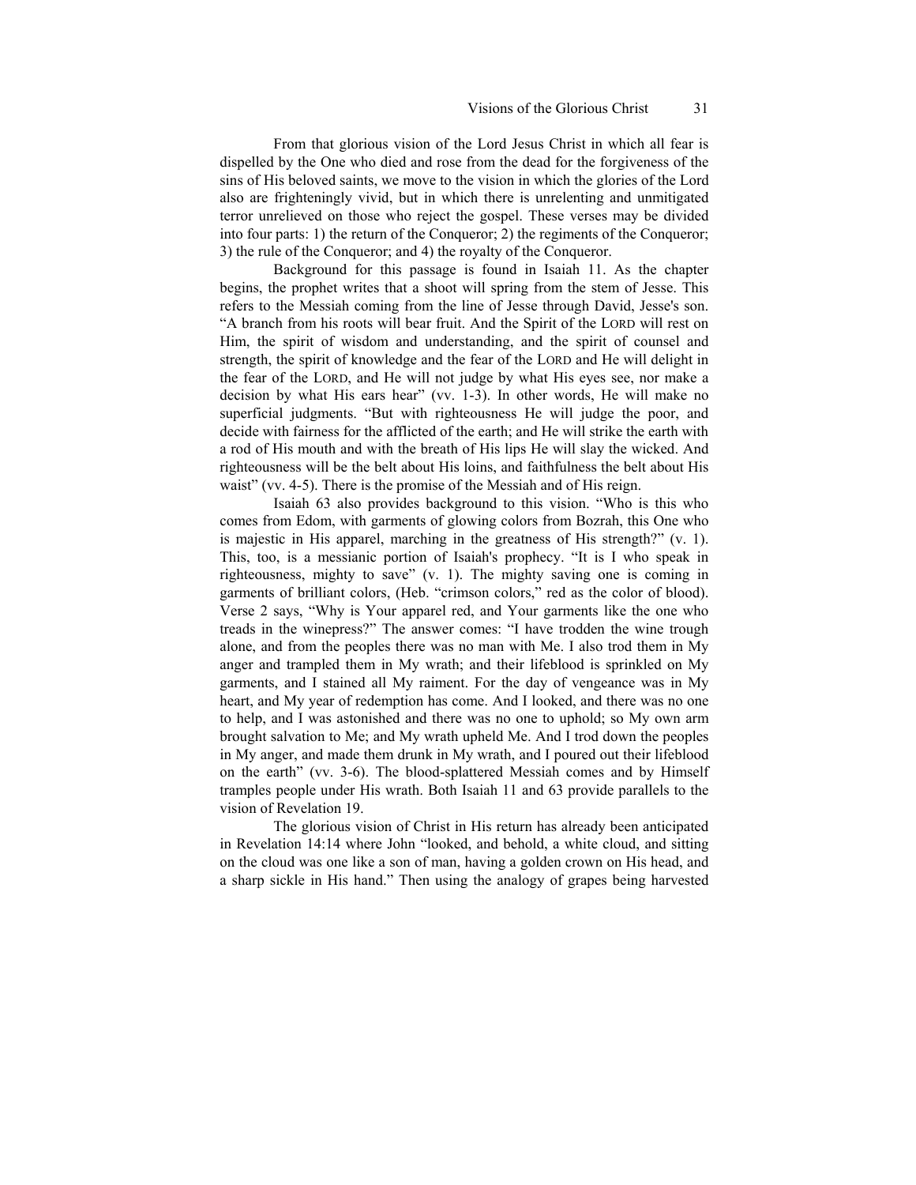From that glorious vision of the Lord Jesus Christ in which all fear is dispelled by the One who died and rose from the dead for the forgiveness of the sins of His beloved saints, we move to the vision in which the glories of the Lord also are frighteningly vivid, but in which there is unrelenting and unmitigated terror unrelieved on those who reject the gospel. These verses may be divided into four parts: 1) the return of the Conqueror; 2) the regiments of the Conqueror; 3) the rule of the Conqueror; and 4) the royalty of the Conqueror.

Background for this passage is found in Isaiah 11. As the chapter begins, the prophet writes that a shoot will spring from the stem of Jesse. This refers to the Messiah coming from the line of Jesse through David, Jesse's son. "A branch from his roots will bear fruit. And the Spirit of the LORD will rest on Him, the spirit of wisdom and understanding, and the spirit of counsel and strength, the spirit of knowledge and the fear of the LORD and He will delight in the fear of the LORD, and He will not judge by what His eyes see, nor make a decision by what His ears hear" (vv. 1-3). In other words, He will make no superficial judgments. "But with righteousness He will judge the poor, and decide with fairness for the afflicted of the earth; and He will strike the earth with a rod of His mouth and with the breath of His lips He will slay the wicked. And righteousness will be the belt about His loins, and faithfulness the belt about His waist" (vv. 4-5). There is the promise of the Messiah and of His reign.

Isaiah 63 also provides background to this vision. "Who is this who comes from Edom, with garments of glowing colors from Bozrah, this One who is majestic in His apparel, marching in the greatness of His strength?" (v. 1). This, too, is a messianic portion of Isaiah's prophecy. "It is I who speak in righteousness, mighty to save" (v. 1). The mighty saving one is coming in garments of brilliant colors, (Heb. "crimson colors," red as the color of blood). Verse 2 says, "Why is Your apparel red, and Your garments like the one who treads in the winepress?" The answer comes: "I have trodden the wine trough alone, and from the peoples there was no man with Me. I also trod them in My anger and trampled them in My wrath; and their lifeblood is sprinkled on My garments, and I stained all My raiment. For the day of vengeance was in My heart, and My year of redemption has come. And I looked, and there was no one to help, and I was astonished and there was no one to uphold; so My own arm brought salvation to Me; and My wrath upheld Me. And I trod down the peoples in My anger, and made them drunk in My wrath, and I poured out their lifeblood on the earth" (vv. 3-6). The blood-splattered Messiah comes and by Himself tramples people under His wrath. Both Isaiah 11 and 63 provide parallels to the vision of Revelation 19.

The glorious vision of Christ in His return has already been anticipated in Revelation 14:14 where John "looked, and behold, a white cloud, and sitting on the cloud was one like a son of man, having a golden crown on His head, and a sharp sickle in His hand." Then using the analogy of grapes being harvested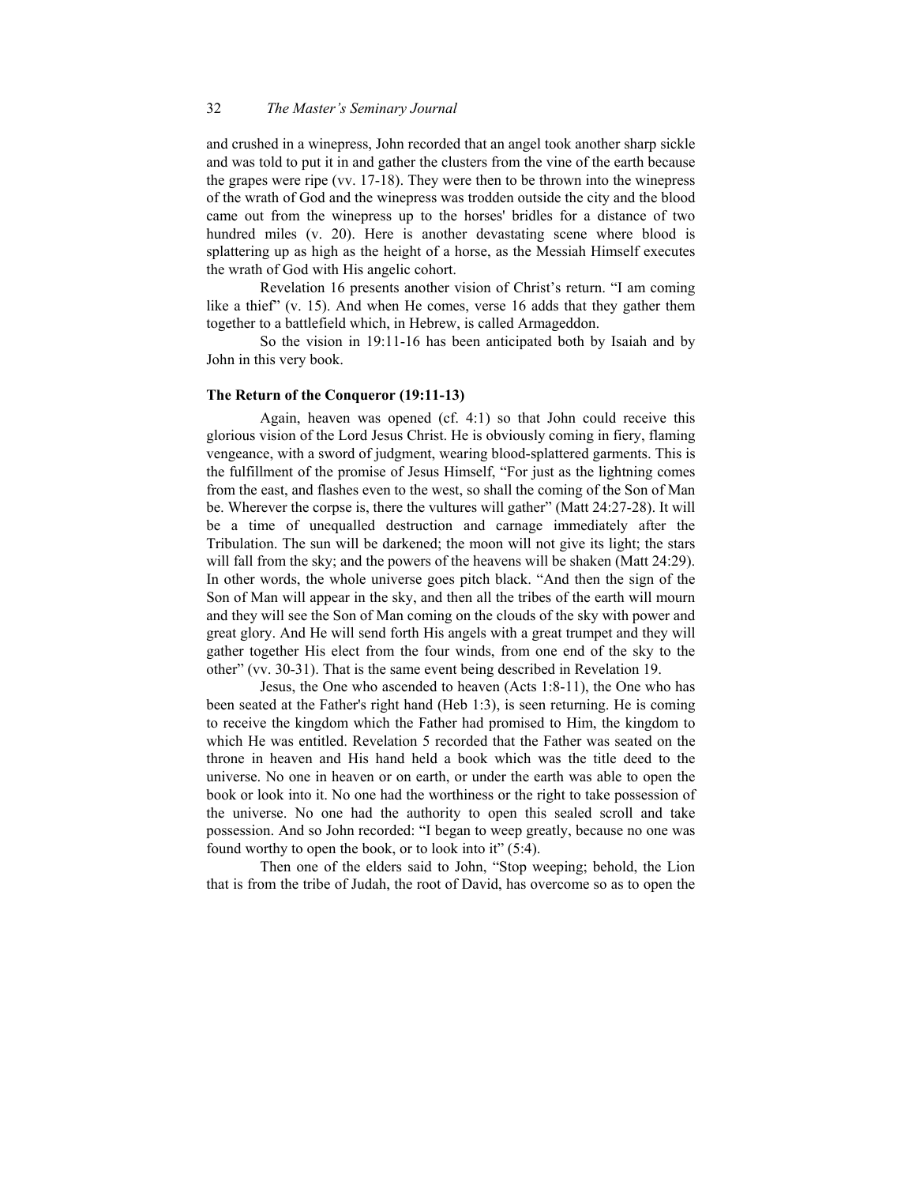and crushed in a winepress, John recorded that an angel took another sharp sickle and was told to put it in and gather the clusters from the vine of the earth because the grapes were ripe (vv. 17-18). They were then to be thrown into the winepress of the wrath of God and the winepress was trodden outside the city and the blood came out from the winepress up to the horses' bridles for a distance of two hundred miles (v. 20). Here is another devastating scene where blood is splattering up as high as the height of a horse, as the Messiah Himself executes the wrath of God with His angelic cohort.

Revelation 16 presents another vision of Christ's return. "I am coming like a thief" (v. 15). And when He comes, verse 16 adds that they gather them together to a battlefield which, in Hebrew, is called Armageddon.

So the vision in 19:11-16 has been anticipated both by Isaiah and by John in this very book.

### The Return of the Conqueror (19:11-13)

Again, heaven was opened (cf. 4:1) so that John could receive this glorious vision of the Lord Jesus Christ. He is obviously coming in fiery, flaming vengeance, with a sword of judgment, wearing blood-splattered garments. This is the fulfillment of the promise of Jesus Himself, "For just as the lightning comes from the east, and flashes even to the west, so shall the coming of the Son of Man be. Wherever the corpse is, there the vultures will gather" (Matt 24:27-28). It will be a time of unequalled destruction and carnage immediately after the Tribulation. The sun will be darkened; the moon will not give its light; the stars will fall from the sky; and the powers of the heavens will be shaken (Matt 24:29). In other words, the whole universe goes pitch black. "And then the sign of the Son of Man will appear in the sky, and then all the tribes of the earth will mourn and they will see the Son of Man coming on the clouds of the sky with power and great glory. And He will send forth His angels with a great trumpet and they will gather together His elect from the four winds, from one end of the sky to the other" (vv. 30-31). That is the same event being described in Revelation 19.

Jesus, the One who ascended to heaven (Acts 1:8-11), the One who has been seated at the Father's right hand (Heb 1:3), is seen returning. He is coming to receive the kingdom which the Father had promised to Him, the kingdom to which He was entitled. Revelation 5 recorded that the Father was seated on the throne in heaven and His hand held a book which was the title deed to the universe. No one in heaven or on earth, or under the earth was able to open the book or look into it. No one had the worthiness or the right to take possession of the universe. No one had the authority to open this sealed scroll and take possession. And so John recorded: "I began to weep greatly, because no one was found worthy to open the book, or to look into it" (5:4).

Then one of the elders said to John, "Stop weeping; behold, the Lion that is from the tribe of Judah, the root of David, has overcome so as to open the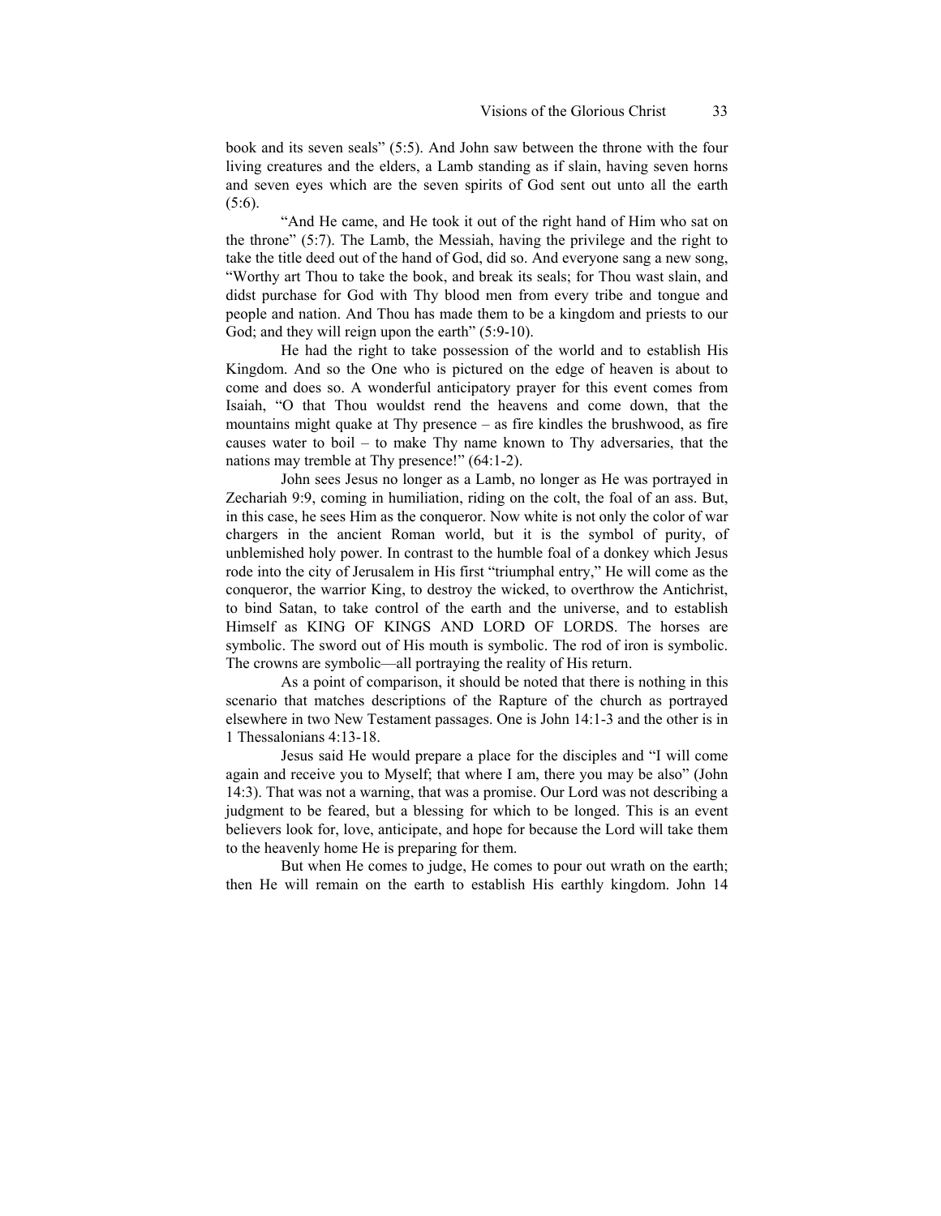book and its seven seals" (5:5). And John saw between the throne with the four living creatures and the elders, a Lamb standing as if slain, having seven horns and seven eyes which are the seven spirits of God sent out unto all the earth (5:6).

"And He came, and He took it out of the right hand of Him who sat on the throne" (5:7). The Lamb, the Messiah, having the privilege and the right to take the title deed out of the hand of God, did so. And everyone sang a new song, "Worthy art Thou to take the book, and break its seals; for Thou wast slain, and didst purchase for God with Thy blood men from every tribe and tongue and people and nation. And Thou has made them to be a kingdom and priests to our God; and they will reign upon the earth" (5:9-10).

He had the right to take possession of the world and to establish His Kingdom. And so the One who is pictured on the edge of heaven is about to come and does so. A wonderful anticipatory prayer for this event comes from Isaiah, "O that Thou wouldst rend the heavens and come down, that the mountains might quake at Thy presence – as fire kindles the brushwood, as fire causes water to boil – to make Thy name known to Thy adversaries, that the nations may tremble at Thy presence!" (64:1-2).

John sees Jesus no longer as a Lamb, no longer as He was portrayed in Zechariah 9:9, coming in humiliation, riding on the colt, the foal of an ass. But, in this case, he sees Him as the conqueror. Now white is not only the color of war chargers in the ancient Roman world, but it is the symbol of purity, of unblemished holy power. In contrast to the humble foal of a donkey which Jesus rode into the city of Jerusalem in His first "triumphal entry," He will come as the conqueror, the warrior King, to destroy the wicked, to overthrow the Antichrist, to bind Satan, to take control of the earth and the universe, and to establish Himself as KING OF KINGS AND LORD OF LORDS. The horses are symbolic. The sword out of His mouth is symbolic. The rod of iron is symbolic. The crowns are symbolic—all portraying the reality of His return.

As a point of comparison, it should be noted that there is nothing in this scenario that matches descriptions of the Rapture of the church as portrayed elsewhere in two New Testament passages. One is John 14:1-3 and the other is in 1 Thessalonians 4:13-18.

Jesus said He would prepare a place for the disciples and "I will come again and receive you to Myself; that where I am, there you may be also" (John 14:3). That was not a warning, that was a promise. Our Lord was not describing a judgment to be feared, but a blessing for which to be longed. This is an event believers look for, love, anticipate, and hope for because the Lord will take them to the heavenly home He is preparing for them.

But when He comes to judge, He comes to pour out wrath on the earth; then He will remain on the earth to establish His earthly kingdom. John 14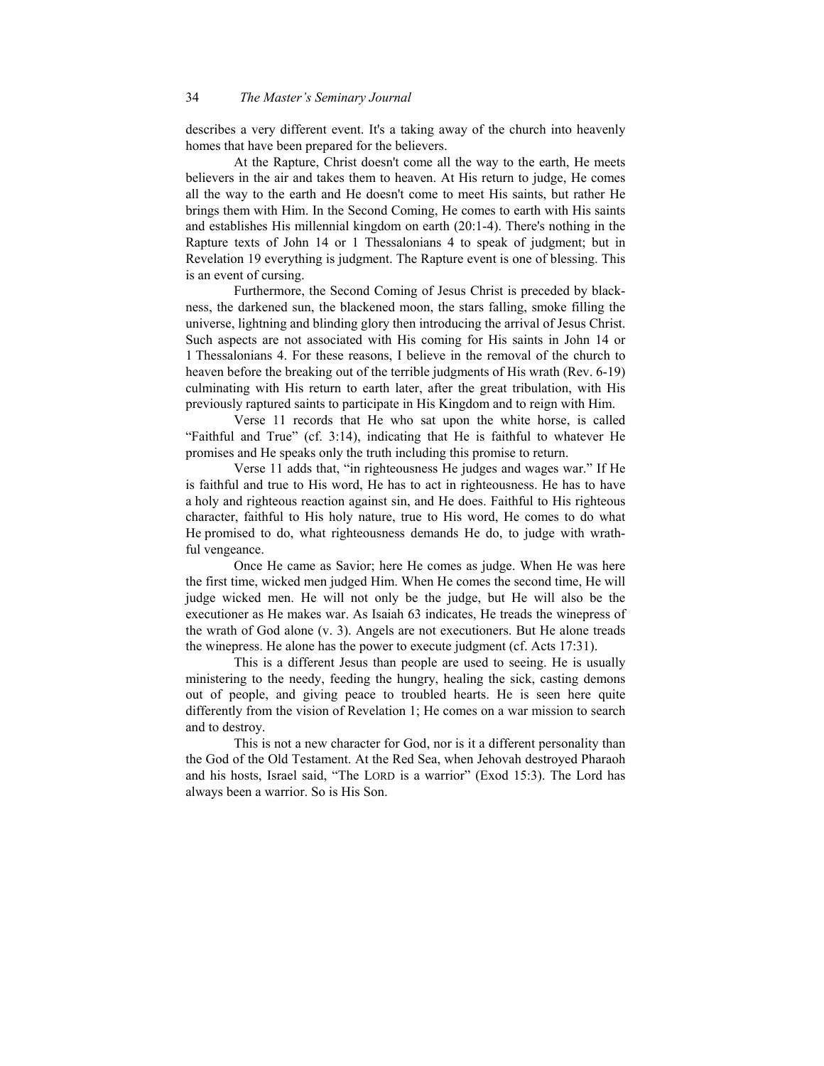describes a very different event. It's a taking away of the church into heavenly homes that have been prepared for the believers.

At the Rapture, Christ doesn't come all the way to the earth, He meets believers in the air and takes them to heaven. At His return to judge, He comes all the way to the earth and He doesn't come to meet His saints, but rather He brings them with Him. In the Second Coming, He comes to earth with His saints and establishes His millennial kingdom on earth (20:1-4). There's nothing in the Rapture texts of John 14 or 1 Thessalonians 4 to speak of judgment; but in Revelation 19 everything is judgment. The Rapture event is one of blessing. This is an event of cursing.

Furthermore, the Second Coming of Jesus Christ is preceded by blackness, the darkened sun, the blackened moon, the stars falling, smoke filling the universe, lightning and blinding glory then introducing the arrival of Jesus Christ. Such aspects are not associated with His coming for His saints in John 14 or 1 Thessalonians 4. For these reasons, I believe in the removal of the church to heaven before the breaking out of the terrible judgments of His wrath (Rev. 6-19) culminating with His return to earth later, after the great tribulation, with His previously raptured saints to participate in His Kingdom and to reign with Him.

Verse 11 records that He who sat upon the white horse, is called "Faithful and True" (cf. 3:14), indicating that He is faithful to whatever He promises and He speaks only the truth including this promise to return.

Verse 11 adds that, "in righteousness He judges and wages war." If He is faithful and true to His word, He has to act in righteousness. He has to have a holy and righteous reaction against sin, and He does. Faithful to His righteous character, faithful to His holy nature, true to His word, He comes to do what He promised to do, what righteousness demands He do, to judge with wrathful vengeance.

Once He came as Savior; here He comes as judge. When He was here the first time, wicked men judged Him. When He comes the second time, He will judge wicked men. He will not only be the judge, but He will also be the executioner as He makes war. As Isaiah 63 indicates, He treads the winepress of the wrath of God alone (v. 3). Angels are not executioners. But He alone treads the winepress. He alone has the power to execute judgment (cf. Acts 17:31).

This is a different Jesus than people are used to seeing. He is usually ministering to the needy, feeding the hungry, healing the sick, casting demons out of people, and giving peace to troubled hearts. He is seen here quite differently from the vision of Revelation 1; He comes on a war mission to search and to destroy.

This is not a new character for God, nor is it a different personality than the God of the Old Testament. At the Red Sea, when Jehovah destroyed Pharaoh and his hosts, Israel said, "The LORD is a warrior" (Exod 15:3). The Lord has always been a warrior. So is His Son.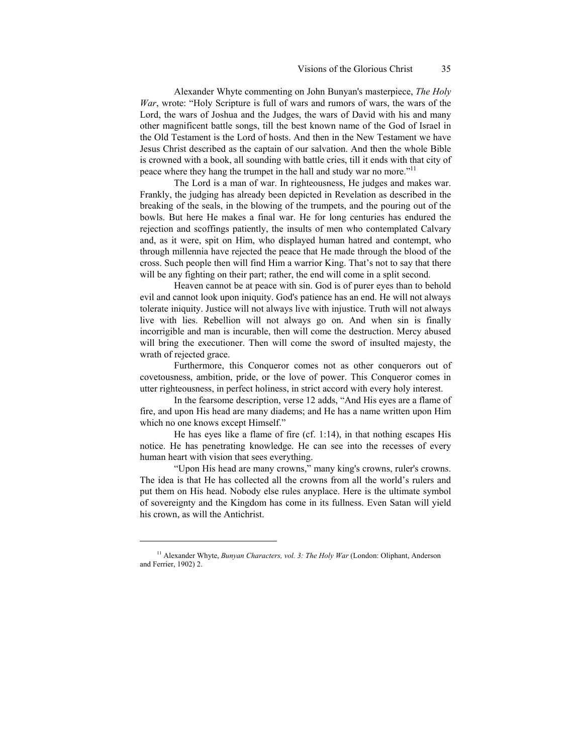Alexander Whyte commenting on John Bunyan's masterpiece, *The Holy War*, wrote: "Holy Scripture is full of wars and rumors of wars, the wars of the Lord, the wars of Joshua and the Judges, the wars of David with his and many other magnificent battle songs, till the best known name of the God of Israel in the Old Testament is the Lord of hosts. And then in the New Testament we have Jesus Christ described as the captain of our salvation. And then the whole Bible is crowned with a book, all sounding with battle cries, till it ends with that city of peace where they hang the trumpet in the hall and study war no more."[11]

The Lord is a man of war. In righteousness, He judges and makes war. Frankly, the judging has already been depicted in Revelation as described in the breaking of the seals, in the blowing of the trumpets, and the pouring out of the bowls. But here He makes a final war. He for long centuries has endured the rejection and scoffings patiently, the insults of men who contemplated Calvary and, as it were, spit on Him, who displayed human hatred and contempt, who through millennia have rejected the peace that He made through the blood of the cross. Such people then will find Him a warrior King. That's not to say that there will be any fighting on their part; rather, the end will come in a split second.

Heaven cannot be at peace with sin. God is of purer eyes than to behold evil and cannot look upon iniquity. God's patience has an end. He will not always tolerate iniquity. Justice will not always live with injustice. Truth will not always live with lies. Rebellion will not always go on. And when sin is finally incorrigible and man is incurable, then will come the destruction. Mercy abused will bring the executioner. Then will come the sword of insulted majesty, the wrath of rejected grace.

Furthermore, this Conqueror comes not as other conquerors out of covetousness, ambition, pride, or the love of power. This Conqueror comes in utter righteousness, in perfect holiness, in strict accord with every holy interest.

In the fearsome description, verse 12 adds, "And His eyes are a flame of fire, and upon His head are many diadems; and He has a name written upon Him which no one knows except Himself."

He has eyes like a flame of fire (cf. 1:14), in that nothing escapes His notice. He has penetrating knowledge. He can see into the recesses of every human heart with vision that sees everything.

"Upon His head are many crowns," many king's crowns, ruler's crowns. The idea is that He has collected all the crowns from all the world's rulers and put them on His head. Nobody else rules anyplace. Here is the ultimate symbol of sovereignty and the Kingdom has come in its fullness. Even Satan will yield his crown, as will the Antichrist.

---

[11] Alexander Whyte, *Bunyan Characters, vol. 3: The Holy War* (London: Oliphant, Anderson and Ferrier, 1902) 2.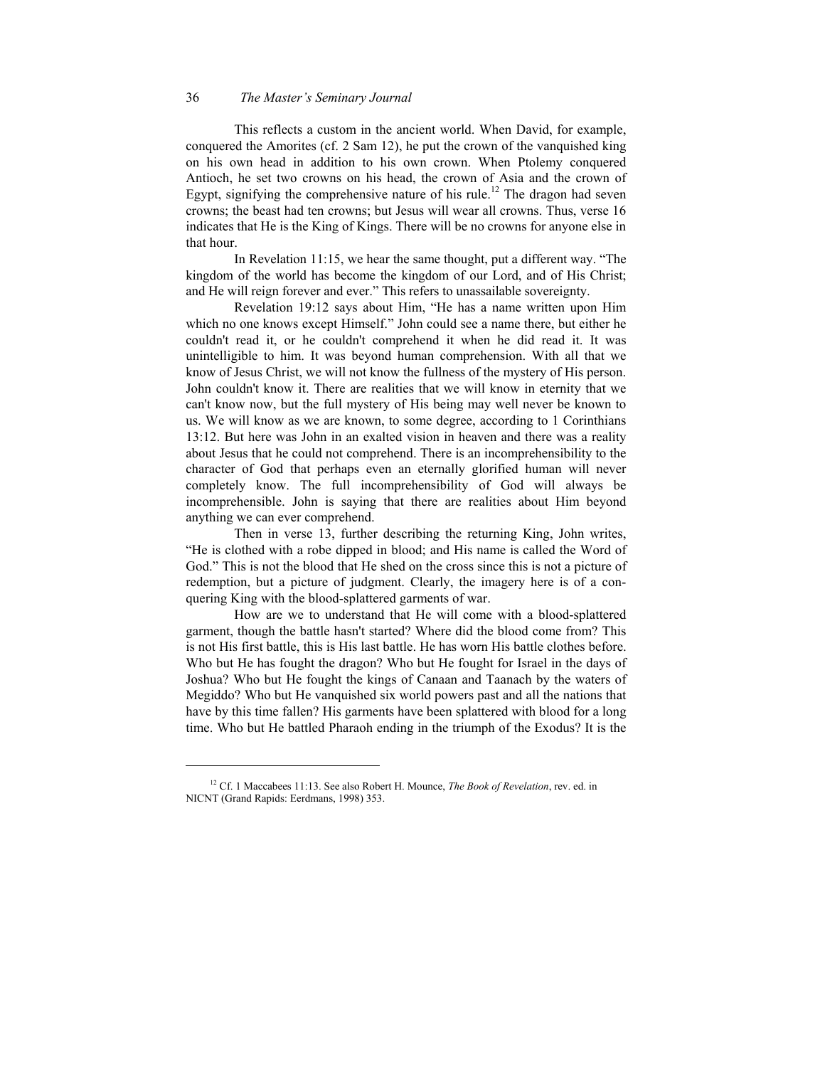This reflects a custom in the ancient world. When David, for example, conquered the Amorites (cf. 2 Sam 12), he put the crown of the vanquished king on his own head in addition to his own crown. When Ptolemy conquered Antioch, he set two crowns on his head, the crown of Asia and the crown of Egypt, signifying the comprehensive nature of his rule.[12] The dragon had seven crowns; the beast had ten crowns; but Jesus will wear all crowns. Thus, verse 16 indicates that He is the King of Kings. There will be no crowns for anyone else in that hour.

In Revelation 11:15, we hear the same thought, put a different way. "The kingdom of the world has become the kingdom of our Lord, and of His Christ; and He will reign forever and ever." This refers to unassailable sovereignty.

Revelation 19:12 says about Him, "He has a name written upon Him which no one knows except Himself." John could see a name there, but either he couldn't read it, or he couldn't comprehend it when he did read it. It was unintelligible to him. It was beyond human comprehension. With all that we know of Jesus Christ, we will not know the fullness of the mystery of His person. John couldn't know it. There are realities that we will know in eternity that we can't know now, but the full mystery of His being may well never be known to us. We will know as we are known, to some degree, according to 1 Corinthians 13:12. But here was John in an exalted vision in heaven and there was a reality about Jesus that he could not comprehend. There is an incomprehensibility to the character of God that perhaps even an eternally glorified human will never completely know. The full incomprehensibility of God will always be incomprehensible. John is saying that there are realities about Him beyond anything we can ever comprehend.

Then in verse 13, further describing the returning King, John writes, "He is clothed with a robe dipped in blood; and His name is called the Word of God." This is not the blood that He shed on the cross since this is not a picture of redemption, but a picture of judgment. Clearly, the imagery here is of a conquering King with the blood-splattered garments of war.

How are we to understand that He will come with a blood-splattered garment, though the battle hasn't started? Where did the blood come from? This is not His first battle, this is His last battle. He has worn His battle clothes before. Who but He has fought the dragon? Who but He fought for Israel in the days of Joshua? Who but He fought the kings of Canaan and Taanach by the waters of Megiddo? Who but He vanquished six world powers past and all the nations that have by this time fallen? His garments have been splattered with blood for a long time. Who but He battled Pharaoh ending in the triumph of the Exodus? It is the

---

[12] Cf. 1 Maccabees 11:13. See also Robert H. Mounce, *The Book of Revelation*, rev. ed. in NICNT (Grand Rapids: Eerdmans, 1998) 353.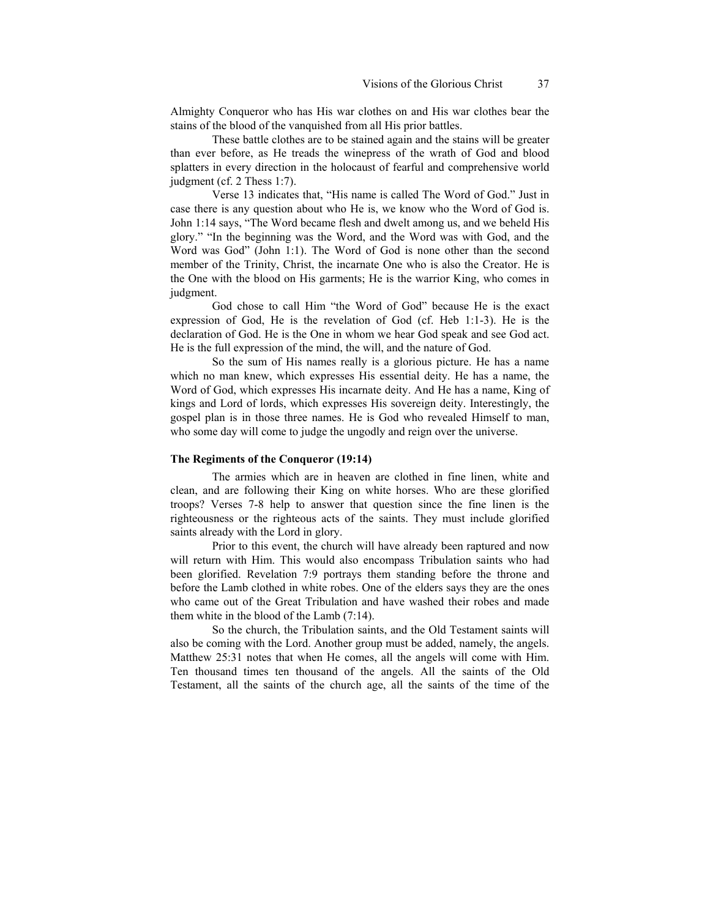Almighty Conqueror who has His war clothes on and His war clothes bear the stains of the blood of the vanquished from all His prior battles.

These battle clothes are to be stained again and the stains will be greater than ever before, as He treads the winepress of the wrath of God and blood splatters in every direction in the holocaust of fearful and comprehensive world judgment (cf. 2 Thess 1:7).

Verse 13 indicates that, "His name is called The Word of God." Just in case there is any question about who He is, we know who the Word of God is. John 1:14 says, "The Word became flesh and dwelt among us, and we beheld His glory." "In the beginning was the Word, and the Word was with God, and the Word was God" (John 1:1). The Word of God is none other than the second member of the Trinity, Christ, the incarnate One who is also the Creator. He is the One with the blood on His garments; He is the warrior King, who comes in judgment.

God chose to call Him "the Word of God" because He is the exact expression of God, He is the revelation of God (cf. Heb 1:1-3). He is the declaration of God. He is the One in whom we hear God speak and see God act. He is the full expression of the mind, the will, and the nature of God.

So the sum of His names really is a glorious picture. He has a name which no man knew, which expresses His essential deity. He has a name, the Word of God, which expresses His incarnate deity. And He has a name, King of kings and Lord of lords, which expresses His sovereign deity. Interestingly, the gospel plan is in those three names. He is God who revealed Himself to man, who some day will come to judge the ungodly and reign over the universe.

### The Regiments of the Conqueror (19:14)

The armies which are in heaven are clothed in fine linen, white and clean, and are following their King on white horses. Who are these glorified troops? Verses 7-8 help to answer that question since the fine linen is the righteousness or the righteous acts of the saints. They must include glorified saints already with the Lord in glory.

Prior to this event, the church will have already been raptured and now will return with Him. This would also encompass Tribulation saints who had been glorified. Revelation 7:9 portrays them standing before the throne and before the Lamb clothed in white robes. One of the elders says they are the ones who came out of the Great Tribulation and have washed their robes and made them white in the blood of the Lamb (7:14).

So the church, the Tribulation saints, and the Old Testament saints will also be coming with the Lord. Another group must be added, namely, the angels. Matthew 25:31 notes that when He comes, all the angels will come with Him. Ten thousand times ten thousand of the angels. All the saints of the Old Testament, all the saints of the church age, all the saints of the time of the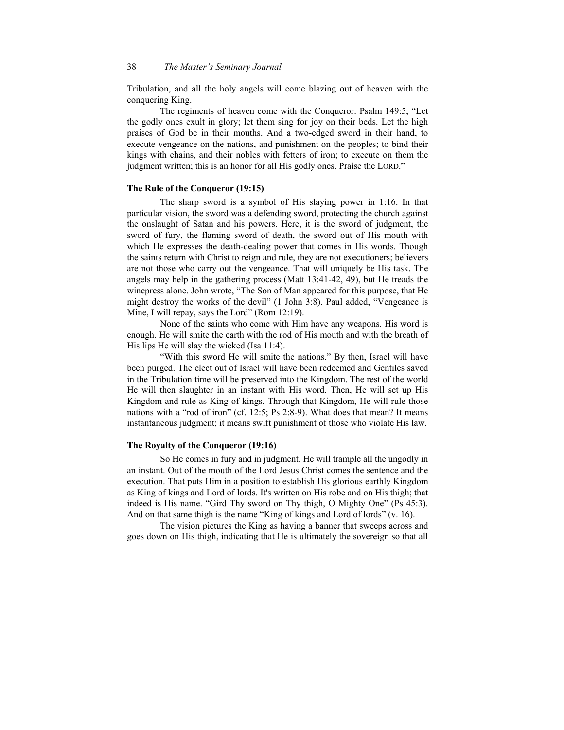Tribulation, and all the holy angels will come blazing out of heaven with the conquering King.

The regiments of heaven come with the Conqueror. Psalm 149:5, "Let the godly ones exult in glory; let them sing for joy on their beds. Let the high praises of God be in their mouths. And a two-edged sword in their hand, to execute vengeance on the nations, and punishment on the peoples; to bind their kings with chains, and their nobles with fetters of iron; to execute on them the judgment written; this is an honor for all His godly ones. Praise the LORD."

### The Rule of the Conqueror (19:15)

The sharp sword is a symbol of His slaying power in 1:16. In that particular vision, the sword was a defending sword, protecting the church against the onslaught of Satan and his powers. Here, it is the sword of judgment, the sword of fury, the flaming sword of death, the sword out of His mouth with which He expresses the death-dealing power that comes in His words. Though the saints return with Christ to reign and rule, they are not executioners; believers are not those who carry out the vengeance. That will uniquely be His task. The angels may help in the gathering process (Matt 13:41-42, 49), but He treads the winepress alone. John wrote, "The Son of Man appeared for this purpose, that He might destroy the works of the devil" (1 John 3:8). Paul added, "Vengeance is Mine, I will repay, says the Lord" (Rom 12:19).

None of the saints who come with Him have any weapons. His word is enough. He will smite the earth with the rod of His mouth and with the breath of His lips He will slay the wicked (Isa 11:4).

"With this sword He will smite the nations." By then, Israel will have been purged. The elect out of Israel will have been redeemed and Gentiles saved in the Tribulation time will be preserved into the Kingdom. The rest of the world He will then slaughter in an instant with His word. Then, He will set up His Kingdom and rule as King of kings. Through that Kingdom, He will rule those nations with a "rod of iron" (cf. 12:5; Ps 2:8-9). What does that mean? It means instantaneous judgment; it means swift punishment of those who violate His law.

### The Royalty of the Conqueror (19:16)

So He comes in fury and in judgment. He will trample all the ungodly in an instant. Out of the mouth of the Lord Jesus Christ comes the sentence and the execution. That puts Him in a position to establish His glorious earthly Kingdom as King of kings and Lord of lords. It's written on His robe and on His thigh; that indeed is His name. "Gird Thy sword on Thy thigh, O Mighty One" (Ps 45:3). And on that same thigh is the name "King of kings and Lord of lords" (v. 16).

The vision pictures the King as having a banner that sweeps across and goes down on His thigh, indicating that He is ultimately the sovereign so that all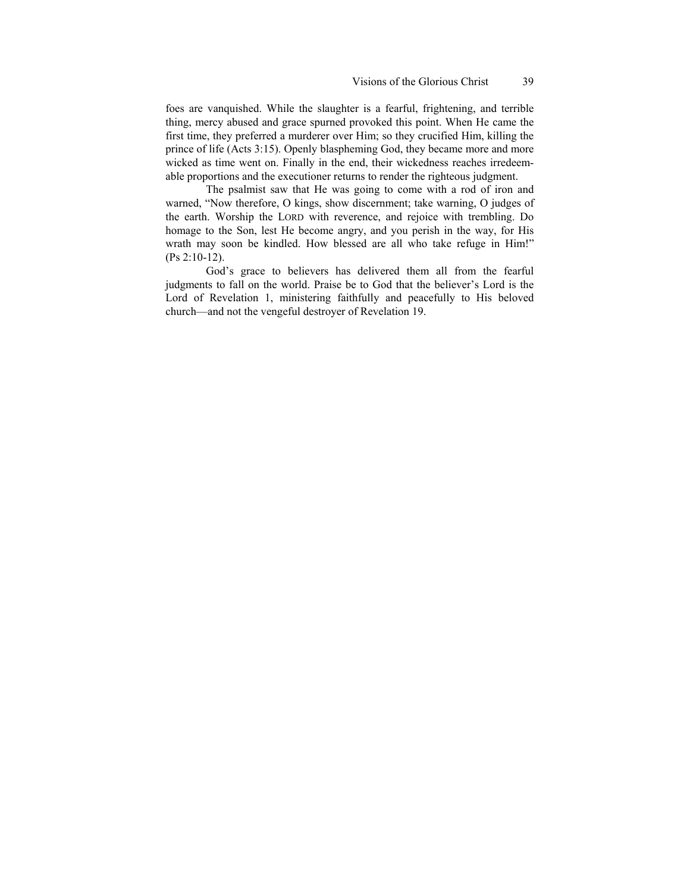foes are vanquished. While the slaughter is a fearful, frightening, and terrible thing, mercy abused and grace spurned provoked this point. When He came the first time, they preferred a murderer over Him; so they crucified Him, killing the prince of life (Acts 3:15). Openly blaspheming God, they became more and more wicked as time went on. Finally in the end, their wickedness reaches irredeemable proportions and the executioner returns to render the righteous judgment.

The psalmist saw that He was going to come with a rod of iron and warned, "Now therefore, O kings, show discernment; take warning, O judges of the earth. Worship the LORD with reverence, and rejoice with trembling. Do homage to the Son, lest He become angry, and you perish in the way, for His wrath may soon be kindled. How blessed are all who take refuge in Him!" (Ps 2:10-12).

God's grace to believers has delivered them all from the fearful judgments to fall on the world. Praise be to God that the believer's Lord is the Lord of Revelation 1, ministering faithfully and peacefully to His beloved church—and not the vengeful destroyer of Revelation 19.